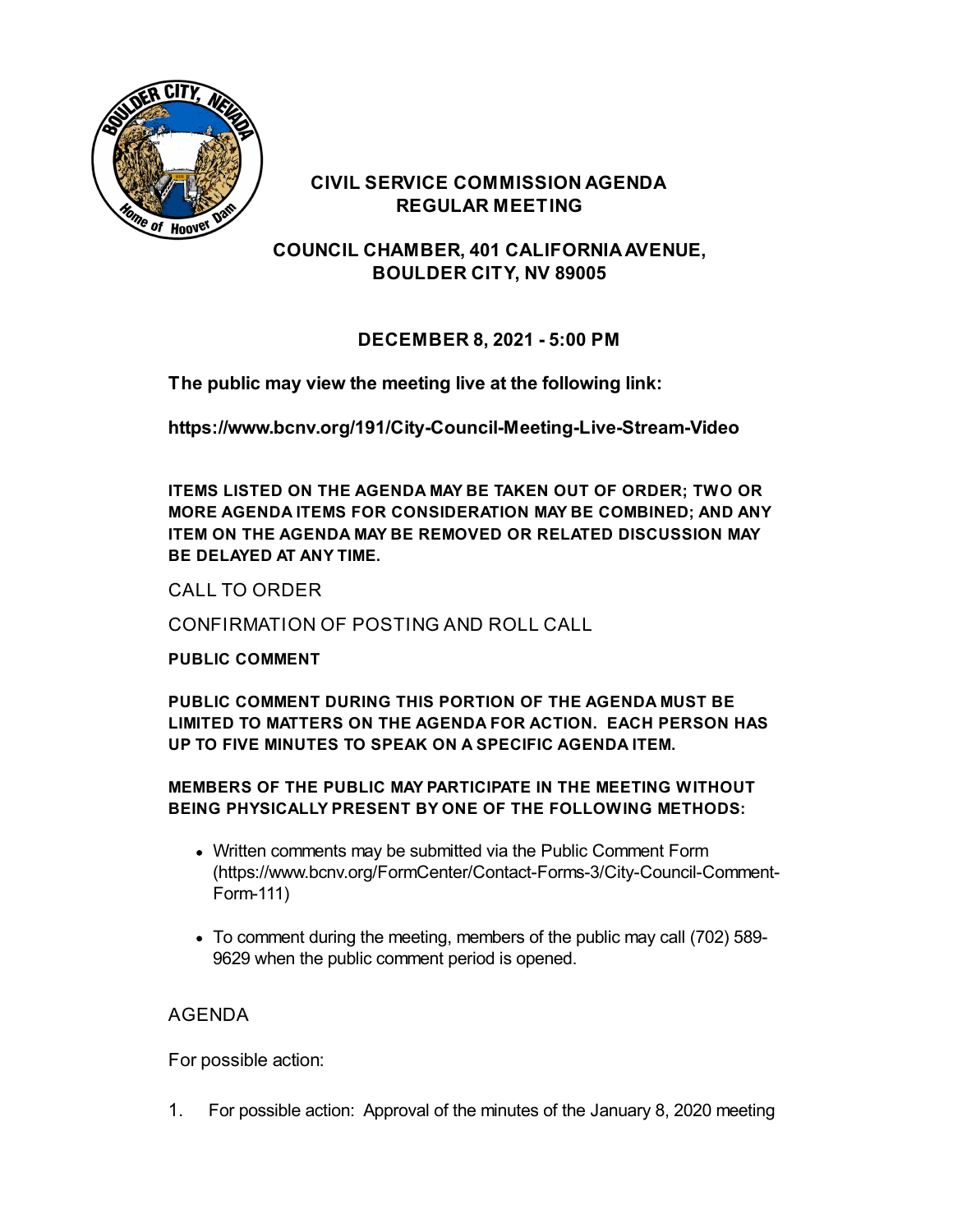# CIVIL SERVICE COMMISSION AGENDA
# REGULAR MEETING

## COUNCIL CHAMBER, 401 CALIFORNIA AVENUE, BOULDER CITY, NV 89005

## DECEMBER 8, 2021 - 5:00 PM

**The public may view the meeting live at the following link:**

**https://www.bcnv.org/191/City-Council-Meeting-Live-Stream-Video**

**ITEMS LISTED ON THE AGENDA MAY BE TAKEN OUT OF ORDER; TWO OR MORE AGENDA ITEMS FOR CONSIDERATION MAY BE COMBINED; AND ANY ITEM ON THE AGENDA MAY BE REMOVED OR RELATED DISCUSSION MAY BE DELAYED AT ANY TIME.**

CALL TO ORDER

CONFIRMATION OF POSTING AND ROLL CALL

**PUBLIC COMMENT**

**PUBLIC COMMENT DURING THIS PORTION OF THE AGENDA MUST BE LIMITED TO MATTERS ON THE AGENDA FOR ACTION. EACH PERSON HAS UP TO FIVE MINUTES TO SPEAK ON A SPECIFIC AGENDA ITEM.**

**MEMBERS OF THE PUBLIC MAY PARTICIPATE IN THE MEETING WITHOUT BEING PHYSICALLY PRESENT BY ONE OF THE FOLLOWING METHODS:**

- Written comments may be submitted via the Public Comment Form (https://www.bcnv.org/FormCenter/Contact-Forms-3/City-Council-Comment-Form-111)
- To comment during the meeting, members of the public may call (702) 589-9629 when the public comment period is opened.

AGENDA

For possible action:

1. For possible action: Approval of the minutes of the January 8, 2020 meeting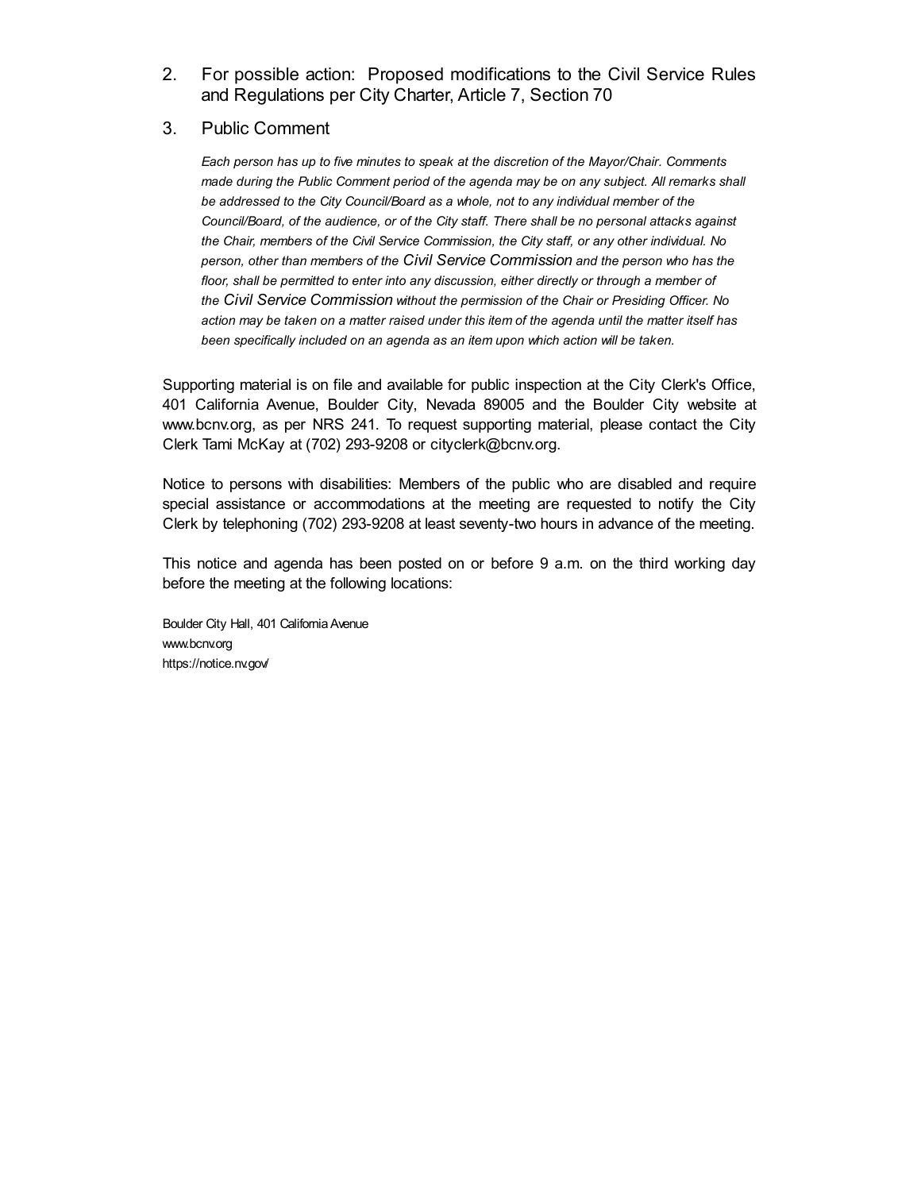2. For possible action: Proposed modifications to the Civil Service Rules and Regulations per City Charter, Article 7, Section 70

3. Public Comment

   *Each person has up to five minutes to speak at the discretion of the Mayor/Chair. Comments made during the Public Comment period of the agenda may be on any subject. All remarks shall be addressed to the City Council/Board as a whole, not to any individual member of the Council/Board, of the audience, or of the City staff. There shall be no personal attacks against the Chair, members of the Civil Service Commission, the City staff, or any other individual. No person, other than members of the Civil Service Commission and the person who has the floor, shall be permitted to enter into any discussion, either directly or through a member of the Civil Service Commission without the permission of the Chair or Presiding Officer. No action may be taken on a matter raised under this item of the agenda until the matter itself has been specifically included on an agenda as an item upon which action will be taken.*

Supporting material is on file and available for public inspection at the City Clerk's Office, 401 California Avenue, Boulder City, Nevada 89005 and the Boulder City website at www.bcnv.org, as per NRS 241. To request supporting material, please contact the City Clerk Tami McKay at (702) 293-9208 or cityclerk@bcnv.org.

Notice to persons with disabilities: Members of the public who are disabled and require special assistance or accommodations at the meeting are requested to notify the City Clerk by telephoning (702) 293-9208 at least seventy-two hours in advance of the meeting.

This notice and agenda has been posted on or before 9 a.m. on the third working day before the meeting at the following locations:

Boulder City Hall, 401 California Avenue
www.bcnv.org
https://notice.nv.gov/